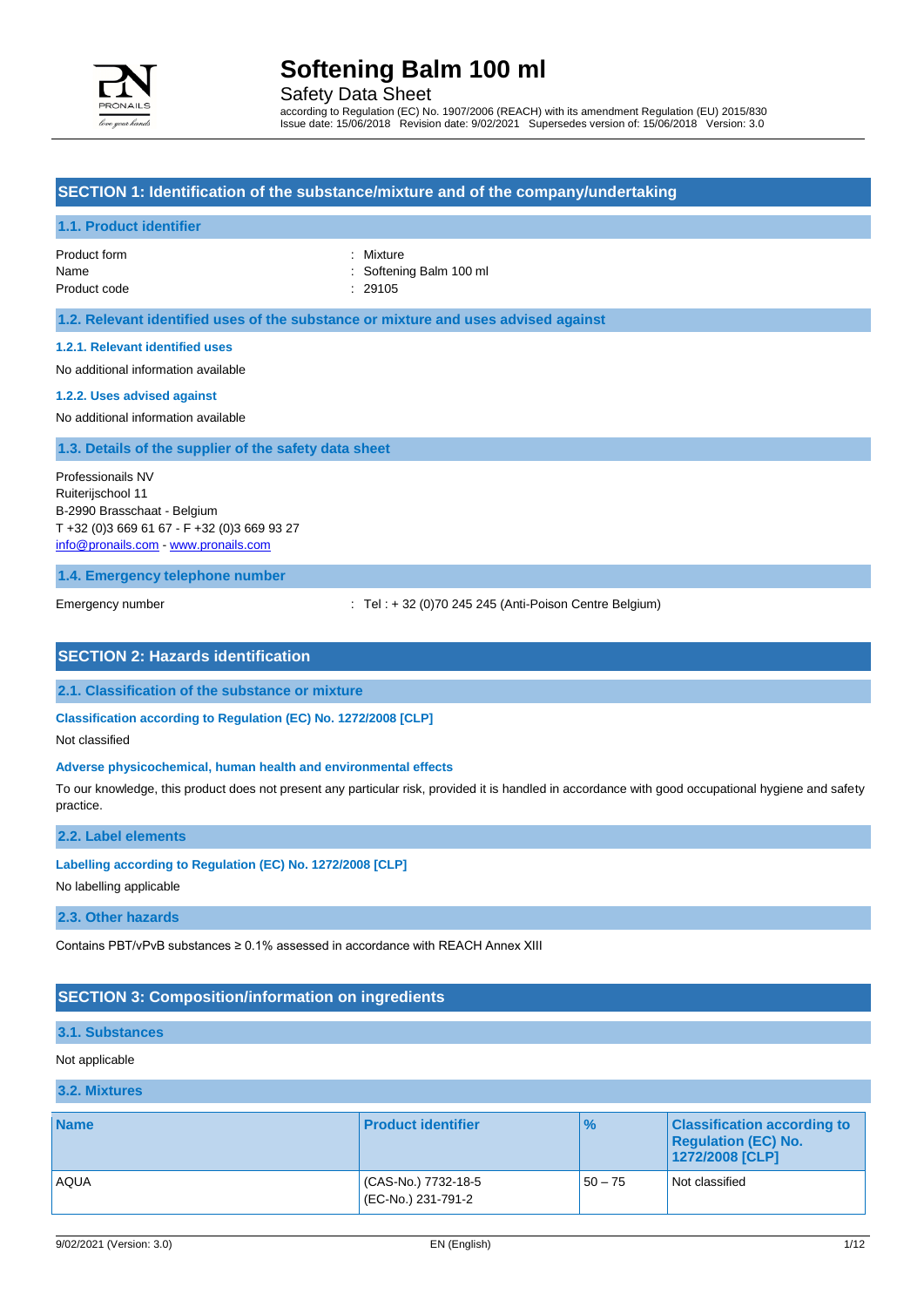# Softening Balm 100 ml

Safety Data Sheet

according to Regulation (EC) No. 1907/2006 (REACH) with its amendment Regulation (EU) 2015/830
Issue date: 15/06/2018 Revision date: 9/02/2021 Supersedes version of: 15/06/2018 Version: 3.0

## SECTION 1: Identification of the substance/mixture and of the company/undertaking

### 1.1. Product identifier

Product form : Mixture
Name : Softening Balm 100 ml
Product code : 29105

### 1.2. Relevant identified uses of the substance or mixture and uses advised against

#### 1.2.1. Relevant identified uses

No additional information available

#### 1.2.2. Uses advised against

No additional information available

### 1.3. Details of the supplier of the safety data sheet

Professionails NV
Ruiterijschool 11
B-2990 Brasschaat - Belgium
T +32 (0)3 669 61 67 - F +32 (0)3 669 93 27
info@pronails.com - www.pronails.com

### 1.4. Emergency telephone number

Emergency number : Tel : + 32 (0)70 245 245 (Anti-Poison Centre Belgium)

## SECTION 2: Hazards identification

### 2.1. Classification of the substance or mixture

**Classification according to Regulation (EC) No. 1272/2008 [CLP]**

Not classified

**Adverse physicochemical, human health and environmental effects**

To our knowledge, this product does not present any particular risk, provided it is handled in accordance with good occupational hygiene and safety practice.

### 2.2. Label elements

**Labelling according to Regulation (EC) No. 1272/2008 [CLP]**

No labelling applicable

### 2.3. Other hazards

Contains PBT/vPvB substances ≥ 0.1% assessed in accordance with REACH Annex XIII

## SECTION 3: Composition/information on ingredients

### 3.1. Substances

Not applicable

### 3.2. Mixtures

| Name | Product identifier | % | Classification according to Regulation (EC) No. 1272/2008 [CLP] |
|---|---|---|---|
| AQUA | (CAS-No.) 7732-18-5<br>(EC-No.) 231-791-2 | 50 – 75 | Not classified |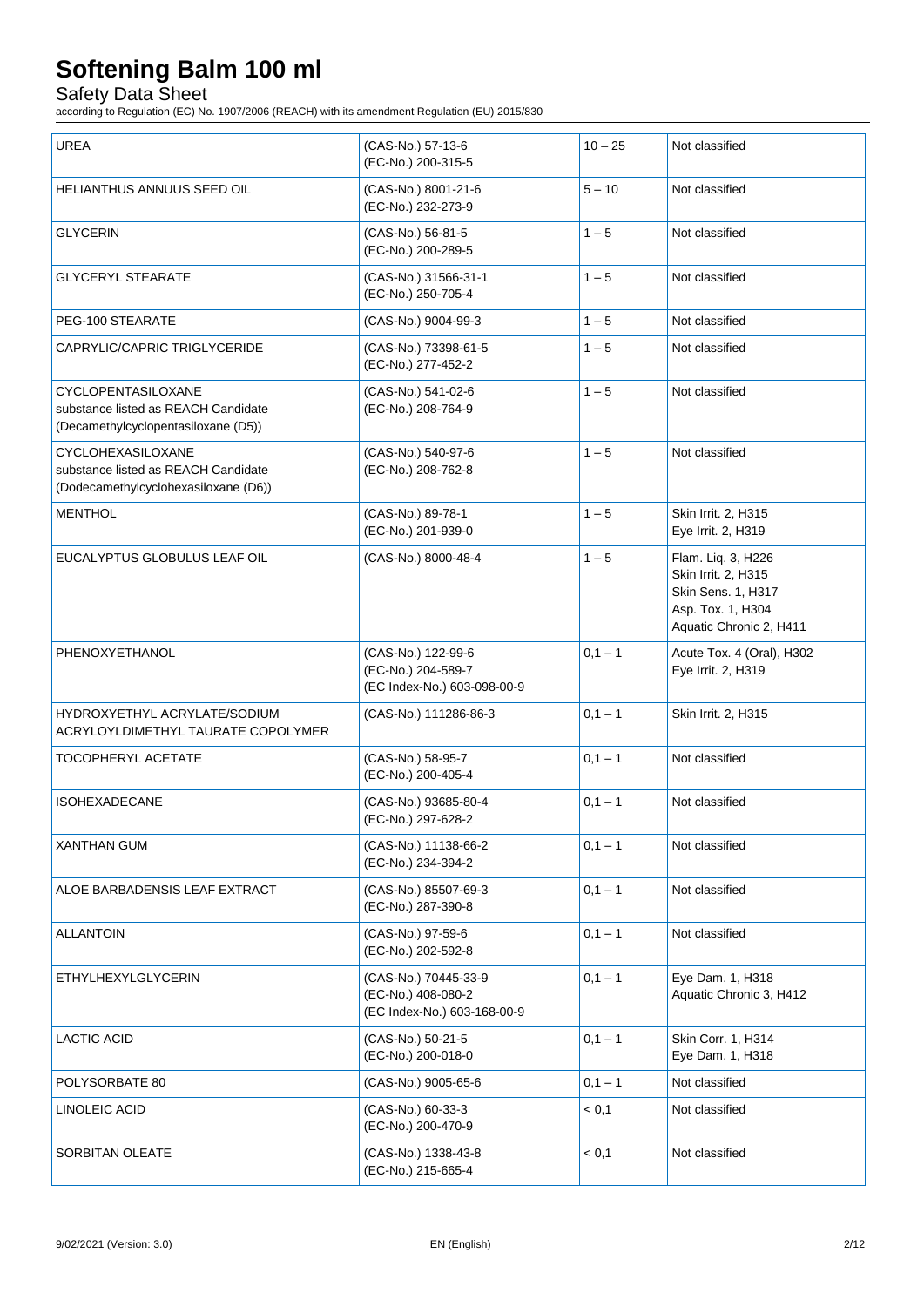| UREA | (CAS-No.) 57-13-6<br>(EC-No.) 200-315-5 | 10 – 25 | Not classified |
|---|---|---|---|
| HELIANTHUS ANNUUS SEED OIL | (CAS-No.) 8001-21-6<br>(EC-No.) 232-273-9 | 5 – 10 | Not classified |
| GLYCERIN | (CAS-No.) 56-81-5<br>(EC-No.) 200-289-5 | 1 – 5 | Not classified |
| GLYCERYL STEARATE | (CAS-No.) 31566-31-1<br>(EC-No.) 250-705-4 | 1 – 5 | Not classified |
| PEG-100 STEARATE | (CAS-No.) 9004-99-3 | 1 – 5 | Not classified |
| CAPRYLIC/CAPRIC TRIGLYCERIDE | (CAS-No.) 73398-61-5<br>(EC-No.) 277-452-2 | 1 – 5 | Not classified |
| CYCLOPENTASILOXANE<br>substance listed as REACH Candidate<br>(Decamethylcyclopentasiloxane (D5)) | (CAS-No.) 541-02-6<br>(EC-No.) 208-764-9 | 1 – 5 | Not classified |
| CYCLOHEXASILOXANE<br>substance listed as REACH Candidate<br>(Dodecamethylcyclohexasiloxane (D6)) | (CAS-No.) 540-97-6<br>(EC-No.) 208-762-8 | 1 – 5 | Not classified |
| MENTHOL | (CAS-No.) 89-78-1<br>(EC-No.) 201-939-0 | 1 – 5 | Skin Irrit. 2, H315<br>Eye Irrit. 2, H319 |
| EUCALYPTUS GLOBULUS LEAF OIL | (CAS-No.) 8000-48-4 | 1 – 5 | Flam. Liq. 3, H226<br>Skin Irrit. 2, H315<br>Skin Sens. 1, H317<br>Asp. Tox. 1, H304<br>Aquatic Chronic 2, H411 |
| PHENOXYETHANOL | (CAS-No.) 122-99-6<br>(EC-No.) 204-589-7<br>(EC Index-No.) 603-098-00-9 | 0,1 – 1 | Acute Tox. 4 (Oral), H302<br>Eye Irrit. 2, H319 |
| HYDROXYETHYL ACRYLATE/SODIUM ACRYLOYLDIMETHYL TAURATE COPOLYMER | (CAS-No.) 111286-86-3 | 0,1 – 1 | Skin Irrit. 2, H315 |
| TOCOPHERYL ACETATE | (CAS-No.) 58-95-7<br>(EC-No.) 200-405-4 | 0,1 – 1 | Not classified |
| ISOHEXADECANE | (CAS-No.) 93685-80-4<br>(EC-No.) 297-628-2 | 0,1 – 1 | Not classified |
| XANTHAN GUM | (CAS-No.) 11138-66-2<br>(EC-No.) 234-394-2 | 0,1 – 1 | Not classified |
| ALOE BARBADENSIS LEAF EXTRACT | (CAS-No.) 85507-69-3<br>(EC-No.) 287-390-8 | 0,1 – 1 | Not classified |
| ALLANTOIN | (CAS-No.) 97-59-6<br>(EC-No.) 202-592-8 | 0,1 – 1 | Not classified |
| ETHYLHEXYLGLYCERIN | (CAS-No.) 70445-33-9<br>(EC-No.) 408-080-2<br>(EC Index-No.) 603-168-00-9 | 0,1 – 1 | Eye Dam. 1, H318<br>Aquatic Chronic 3, H412 |
| LACTIC ACID | (CAS-No.) 50-21-5<br>(EC-No.) 200-018-0 | 0,1 – 1 | Skin Corr. 1, H314<br>Eye Dam. 1, H318 |
| POLYSORBATE 80 | (CAS-No.) 9005-65-6 | 0,1 – 1 | Not classified |
| LINOLEIC ACID | (CAS-No.) 60-33-3<br>(EC-No.) 200-470-9 | < 0,1 | Not classified |
| SORBITAN OLEATE | (CAS-No.) 1338-43-8<br>(EC-No.) 215-665-4 | < 0,1 | Not classified |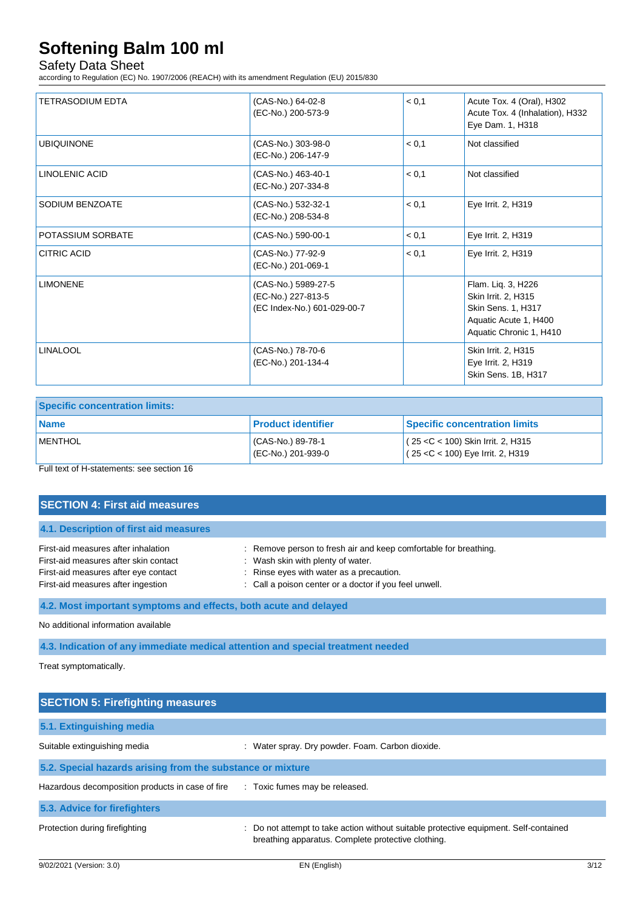| TETRASODIUM EDTA | (CAS-No.) 64-02-8<br>(EC-No.) 200-573-9 | < 0,1 | Acute Tox. 4 (Oral), H302<br>Acute Tox. 4 (Inhalation), H332<br>Eye Dam. 1, H318 |
|---|---|---|---|
| UBIQUINONE | (CAS-No.) 303-98-0<br>(EC-No.) 206-147-9 | < 0,1 | Not classified |
| LINOLENIC ACID | (CAS-No.) 463-40-1<br>(EC-No.) 207-334-8 | < 0,1 | Not classified |
| SODIUM BENZOATE | (CAS-No.) 532-32-1<br>(EC-No.) 208-534-8 | < 0,1 | Eye Irrit. 2, H319 |
| POTASSIUM SORBATE | (CAS-No.) 590-00-1 | < 0,1 | Eye Irrit. 2, H319 |
| CITRIC ACID | (CAS-No.) 77-92-9<br>(EC-No.) 201-069-1 | < 0,1 | Eye Irrit. 2, H319 |
| LIMONENE | (CAS-No.) 5989-27-5<br>(EC-No.) 227-813-5<br>(EC Index-No.) 601-029-00-7 | | Flam. Liq. 3, H226<br>Skin Irrit. 2, H315<br>Skin Sens. 1, H317<br>Aquatic Acute 1, H400<br>Aquatic Chronic 1, H410 |
| LINALOOL | (CAS-No.) 78-70-6<br>(EC-No.) 201-134-4 | | Skin Irrit. 2, H315<br>Eye Irrit. 2, H319<br>Skin Sens. 1B, H317 |

**Specific concentration limits:**

| Name | Product identifier | Specific concentration limits |
|---|---|---|
| MENTHOL | (CAS-No.) 89-78-1<br>(EC-No.) 201-939-0 | ( 25 <C < 100) Skin Irrit. 2, H315<br>( 25 <C < 100) Eye Irrit. 2, H319 |

Full text of H-statements: see section 16

## SECTION 4: First aid measures

### 4.1. Description of first aid measures

First-aid measures after inhalation : Remove person to fresh air and keep comfortable for breathing.
First-aid measures after skin contact : Wash skin with plenty of water.
First-aid measures after eye contact : Rinse eyes with water as a precaution.
First-aid measures after ingestion : Call a poison center or a doctor if you feel unwell.

### 4.2. Most important symptoms and effects, both acute and delayed

No additional information available

### 4.3. Indication of any immediate medical attention and special treatment needed

Treat symptomatically.

## SECTION 5: Firefighting measures

### 5.1. Extinguishing media

Suitable extinguishing media : Water spray. Dry powder. Foam. Carbon dioxide.

### 5.2. Special hazards arising from the substance or mixture

Hazardous decomposition products in case of fire : Toxic fumes may be released.

### 5.3. Advice for firefighters

Protection during firefighting : Do not attempt to take action without suitable protective equipment. Self-contained breathing apparatus. Complete protective clothing.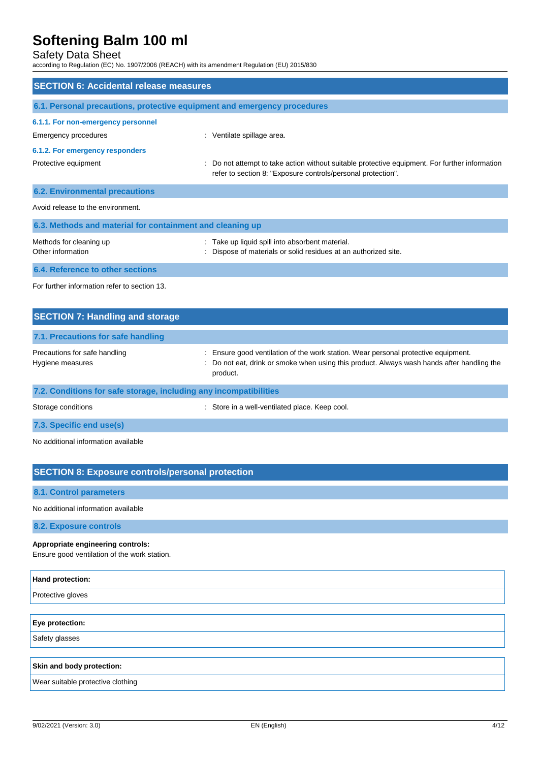## SECTION 6: Accidental release measures

### 6.1. Personal precautions, protective equipment and emergency procedures

#### 6.1.1. For non-emergency personnel

Emergency procedures : Ventilate spillage area.

#### 6.1.2. For emergency responders

Protective equipment : Do not attempt to take action without suitable protective equipment. For further information refer to section 8: "Exposure controls/personal protection".

### 6.2. Environmental precautions

Avoid release to the environment.

### 6.3. Methods and material for containment and cleaning up

Methods for cleaning up : Take up liquid spill into absorbent material.
Other information : Dispose of materials or solid residues at an authorized site.

### 6.4. Reference to other sections

For further information refer to section 13.

## SECTION 7: Handling and storage

### 7.1. Precautions for safe handling

Precautions for safe handling : Ensure good ventilation of the work station. Wear personal protective equipment.
Hygiene measures : Do not eat, drink or smoke when using this product. Always wash hands after handling the product.

### 7.2. Conditions for safe storage, including any incompatibilities

Storage conditions : Store in a well-ventilated place. Keep cool.

### 7.3. Specific end use(s)

No additional information available

## SECTION 8: Exposure controls/personal protection

### 8.1. Control parameters

No additional information available

### 8.2. Exposure controls

**Appropriate engineering controls:**
Ensure good ventilation of the work station.

| **Hand protection:** |
|---|
| Protective gloves |

| **Eye protection:** |
|---|
| Safety glasses |

| **Skin and body protection:** |
|---|
| Wear suitable protective clothing |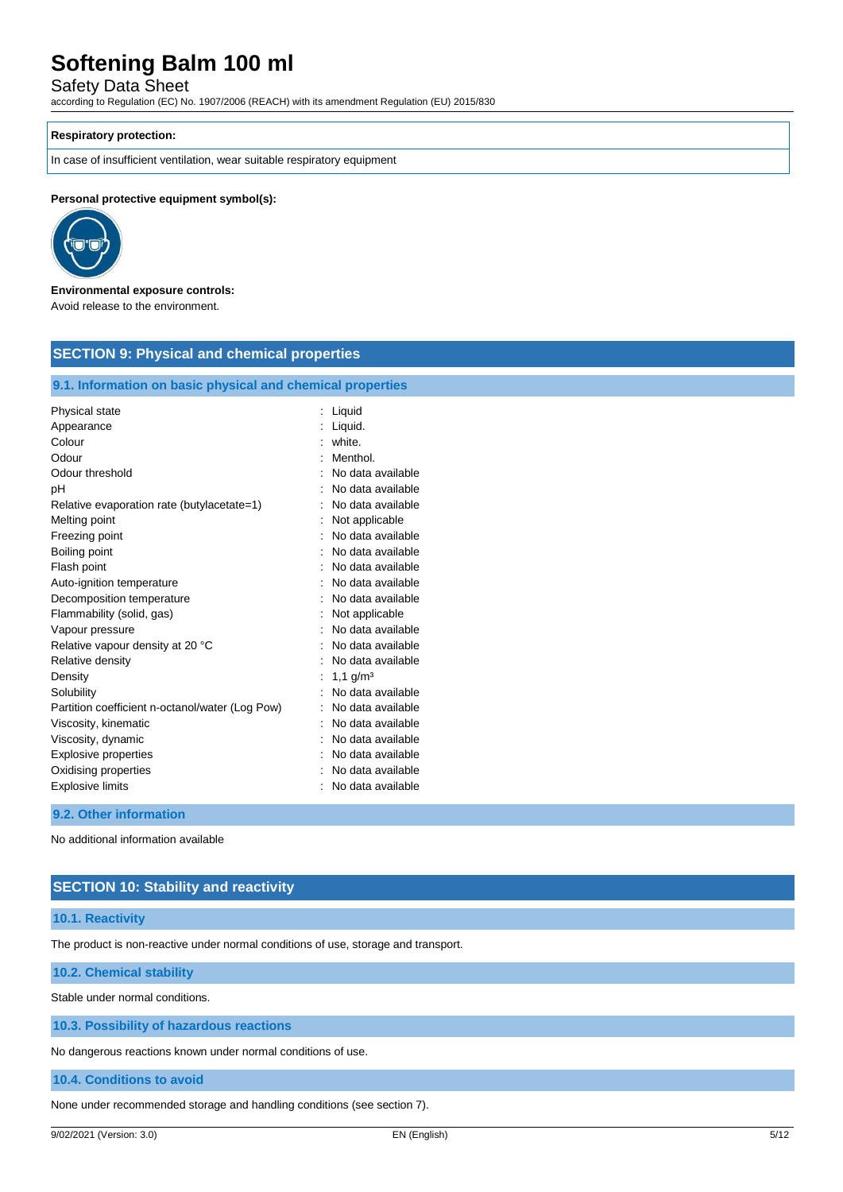**Respiratory protection:**

In case of insufficient ventilation, wear suitable respiratory equipment

**Personal protective equipment symbol(s):**

**Environmental exposure controls:**

Avoid release to the environment.

## SECTION 9: Physical and chemical properties

### 9.1. Information on basic physical and chemical properties

| | |
|---|---|
| Physical state | : Liquid |
| Appearance | : Liquid. |
| Colour | : white. |
| Odour | : Menthol. |
| Odour threshold | : No data available |
| pH | : No data available |
| Relative evaporation rate (butylacetate=1) | : No data available |
| Melting point | : Not applicable |
| Freezing point | : No data available |
| Boiling point | : No data available |
| Flash point | : No data available |
| Auto-ignition temperature | : No data available |
| Decomposition temperature | : No data available |
| Flammability (solid, gas) | : Not applicable |
| Vapour pressure | : No data available |
| Relative vapour density at 20 °C | : No data available |
| Relative density | : No data available |
| Density | : 1,1 g/m³ |
| Solubility | : No data available |
| Partition coefficient n-octanol/water (Log Pow) | : No data available |
| Viscosity, kinematic | : No data available |
| Viscosity, dynamic | : No data available |
| Explosive properties | : No data available |
| Oxidising properties | : No data available |
| Explosive limits | : No data available |

### 9.2. Other information

No additional information available

## SECTION 10: Stability and reactivity

### 10.1. Reactivity

The product is non-reactive under normal conditions of use, storage and transport.

### 10.2. Chemical stability

Stable under normal conditions.

### 10.3. Possibility of hazardous reactions

No dangerous reactions known under normal conditions of use.

### 10.4. Conditions to avoid

None under recommended storage and handling conditions (see section 7).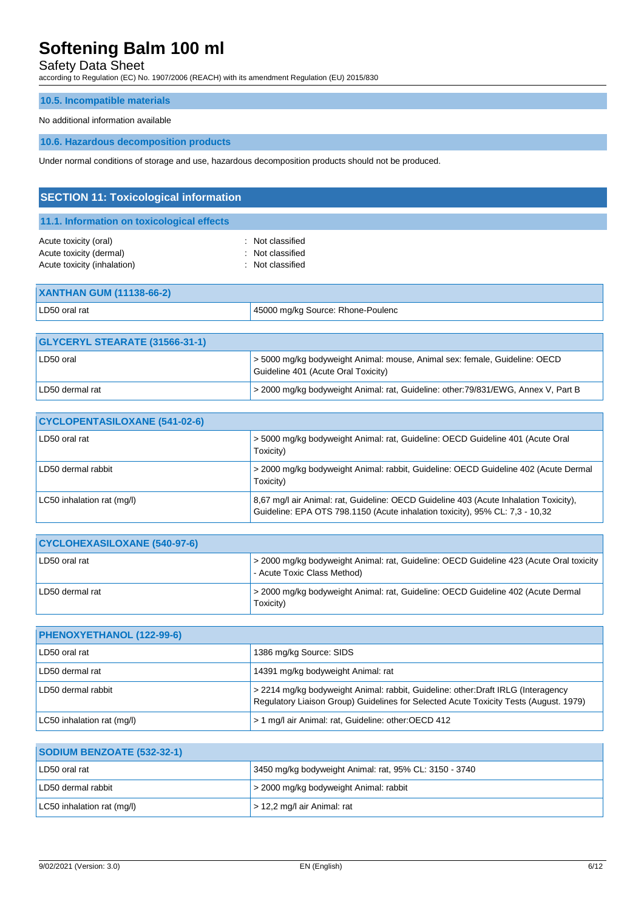### 10.5. Incompatible materials

No additional information available

### 10.6. Hazardous decomposition products

Under normal conditions of storage and use, hazardous decomposition products should not be produced.

## SECTION 11: Toxicological information

### 11.1. Information on toxicological effects

Acute toxicity (oral) : Not classified
Acute toxicity (dermal) : Not classified
Acute toxicity (inhalation) : Not classified

| XANTHAN GUM (11138-66-2) | |
|---|---|
| LD50 oral rat | 45000 mg/kg Source: Rhone-Poulenc |

| GLYCERYL STEARATE (31566-31-1) | |
|---|---|
| LD50 oral | > 5000 mg/kg bodyweight Animal: mouse, Animal sex: female, Guideline: OECD Guideline 401 (Acute Oral Toxicity) |
| LD50 dermal rat | > 2000 mg/kg bodyweight Animal: rat, Guideline: other:79/831/EWG, Annex V, Part B |

| CYCLOPENTASILOXANE (541-02-6) | |
|---|---|
| LD50 oral rat | > 5000 mg/kg bodyweight Animal: rat, Guideline: OECD Guideline 401 (Acute Oral Toxicity) |
| LD50 dermal rabbit | > 2000 mg/kg bodyweight Animal: rabbit, Guideline: OECD Guideline 402 (Acute Dermal Toxicity) |
| LC50 inhalation rat (mg/l) | 8,67 mg/l air Animal: rat, Guideline: OECD Guideline 403 (Acute Inhalation Toxicity), Guideline: EPA OTS 798.1150 (Acute inhalation toxicity), 95% CL: 7,3 - 10,32 |

| CYCLOHEXASILOXANE (540-97-6) | |
|---|---|
| LD50 oral rat | > 2000 mg/kg bodyweight Animal: rat, Guideline: OECD Guideline 423 (Acute Oral toxicity - Acute Toxic Class Method) |
| LD50 dermal rat | > 2000 mg/kg bodyweight Animal: rat, Guideline: OECD Guideline 402 (Acute Dermal Toxicity) |

| PHENOXYETHANOL (122-99-6) | |
|---|---|
| LD50 oral rat | 1386 mg/kg Source: SIDS |
| LD50 dermal rat | 14391 mg/kg bodyweight Animal: rat |
| LD50 dermal rabbit | > 2214 mg/kg bodyweight Animal: rabbit, Guideline: other:Draft IRLG (Interagency Regulatory Liaison Group) Guidelines for Selected Acute Toxicity Tests (August. 1979) |
| LC50 inhalation rat (mg/l) | > 1 mg/l air Animal: rat, Guideline: other:OECD 412 |

| SODIUM BENZOATE (532-32-1) | |
|---|---|
| LD50 oral rat | 3450 mg/kg bodyweight Animal: rat, 95% CL: 3150 - 3740 |
| LD50 dermal rabbit | > 2000 mg/kg bodyweight Animal: rabbit |
| LC50 inhalation rat (mg/l) | > 12,2 mg/l air Animal: rat |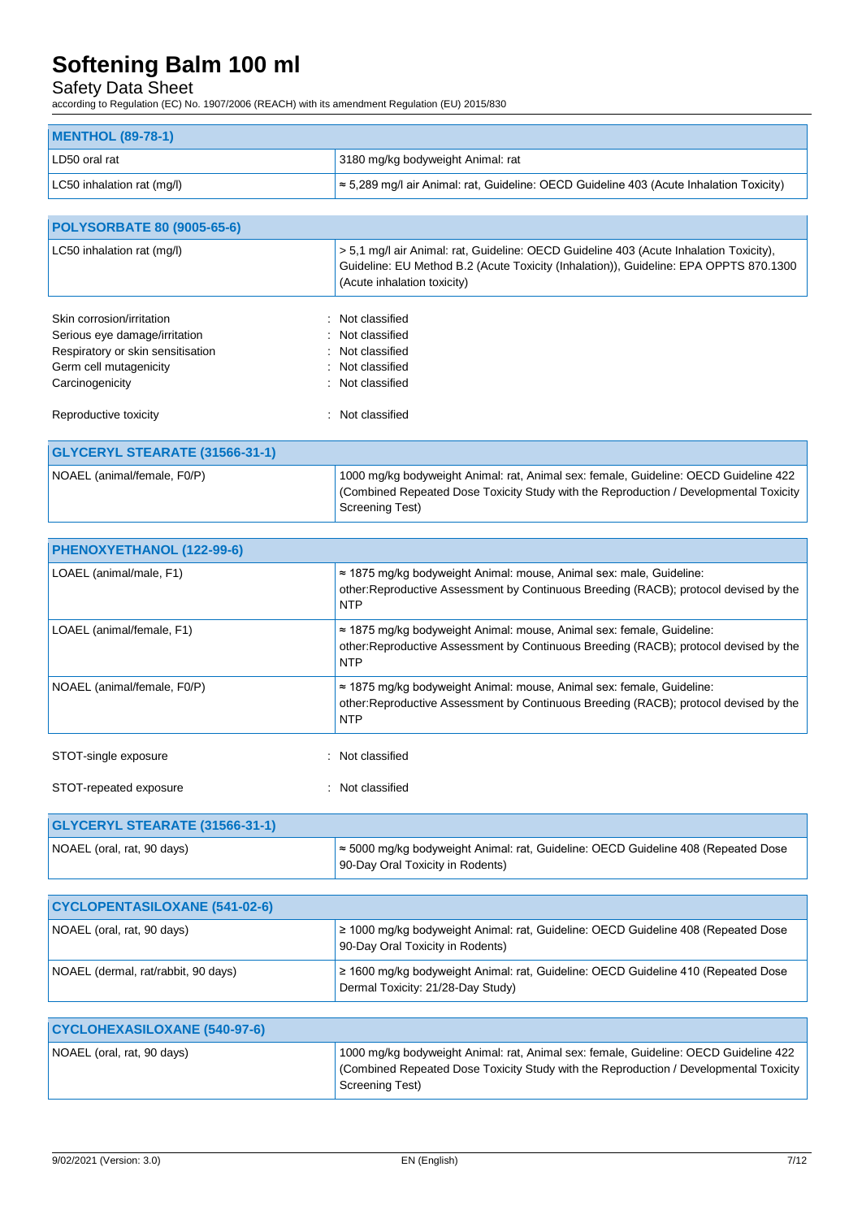| MENTHOL (89-78-1) | |
|---|---|
| LD50 oral rat | 3180 mg/kg bodyweight Animal: rat |
| LC50 inhalation rat (mg/l) | ≈ 5,289 mg/l air Animal: rat, Guideline: OECD Guideline 403 (Acute Inhalation Toxicity) |

| POLYSORBATE 80 (9005-65-6) | |
|---|---|
| LC50 inhalation rat (mg/l) | > 5,1 mg/l air Animal: rat, Guideline: OECD Guideline 403 (Acute Inhalation Toxicity), Guideline: EU Method B.2 (Acute Toxicity (Inhalation)), Guideline: EPA OPPTS 870.1300 (Acute inhalation toxicity) |

Skin corrosion/irritation : Not classified

Serious eye damage/irritation : Not classified

Respiratory or skin sensitisation : Not classified

Germ cell mutagenicity : Not classified

Carcinogenicity : Not classified

Reproductive toxicity : Not classified

| GLYCERYL STEARATE (31566-31-1) | |
|---|---|
| NOAEL (animal/female, F0/P) | 1000 mg/kg bodyweight Animal: rat, Animal sex: female, Guideline: OECD Guideline 422 (Combined Repeated Dose Toxicity Study with the Reproduction / Developmental Toxicity Screening Test) |

| PHENOXYETHANOL (122-99-6) | |
|---|---|
| LOAEL (animal/male, F1) | ≈ 1875 mg/kg bodyweight Animal: mouse, Animal sex: male, Guideline: other:Reproductive Assessment by Continuous Breeding (RACB); protocol devised by the NTP |
| LOAEL (animal/female, F1) | ≈ 1875 mg/kg bodyweight Animal: mouse, Animal sex: female, Guideline: other:Reproductive Assessment by Continuous Breeding (RACB); protocol devised by the NTP |
| NOAEL (animal/female, F0/P) | ≈ 1875 mg/kg bodyweight Animal: mouse, Animal sex: female, Guideline: other:Reproductive Assessment by Continuous Breeding (RACB); protocol devised by the NTP |

STOT-single exposure : Not classified

STOT-repeated exposure : Not classified

| GLYCERYL STEARATE (31566-31-1) | |
|---|---|
| NOAEL (oral, rat, 90 days) | ≈ 5000 mg/kg bodyweight Animal: rat, Guideline: OECD Guideline 408 (Repeated Dose 90-Day Oral Toxicity in Rodents) |

| CYCLOPENTASILOXANE (541-02-6) | |
|---|---|
| NOAEL (oral, rat, 90 days) | ≥ 1000 mg/kg bodyweight Animal: rat, Guideline: OECD Guideline 408 (Repeated Dose 90-Day Oral Toxicity in Rodents) |
| NOAEL (dermal, rat/rabbit, 90 days) | ≥ 1600 mg/kg bodyweight Animal: rat, Guideline: OECD Guideline 410 (Repeated Dose Dermal Toxicity: 21/28-Day Study) |

| CYCLOHEXASILOXANE (540-97-6) | |
|---|---|
| NOAEL (oral, rat, 90 days) | 1000 mg/kg bodyweight Animal: rat, Animal sex: female, Guideline: OECD Guideline 422 (Combined Repeated Dose Toxicity Study with the Reproduction / Developmental Toxicity Screening Test) |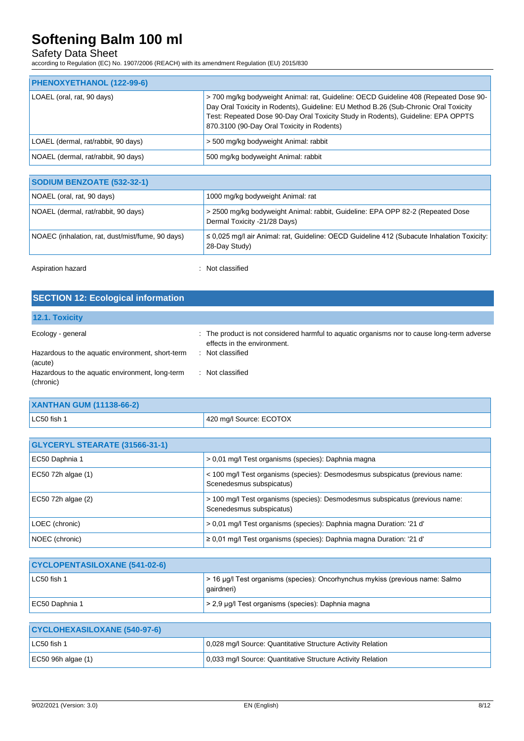| PHENOXYETHANOL (122-99-6) | |
|---|---|
| LOAEL (oral, rat, 90 days) | > 700 mg/kg bodyweight Animal: rat, Guideline: OECD Guideline 408 (Repeated Dose 90-Day Oral Toxicity in Rodents), Guideline: EU Method B.26 (Sub-Chronic Oral Toxicity Test: Repeated Dose 90-Day Oral Toxicity Study in Rodents), Guideline: EPA OPPTS 870.3100 (90-Day Oral Toxicity in Rodents) |
| LOAEL (dermal, rat/rabbit, 90 days) | > 500 mg/kg bodyweight Animal: rabbit |
| NOAEL (dermal, rat/rabbit, 90 days) | 500 mg/kg bodyweight Animal: rabbit |

| SODIUM BENZOATE (532-32-1) | |
|---|---|
| NOAEL (oral, rat, 90 days) | 1000 mg/kg bodyweight Animal: rat |
| NOAEL (dermal, rat/rabbit, 90 days) | > 2500 mg/kg bodyweight Animal: rabbit, Guideline: EPA OPP 82-2 (Repeated Dose Dermal Toxicity -21/28 Days) |
| NOAEC (inhalation, rat, dust/mist/fume, 90 days) | ≤ 0,025 mg/l air Animal: rat, Guideline: OECD Guideline 412 (Subacute Inhalation Toxicity: 28-Day Study) |

Aspiration hazard : Not classified

## SECTION 12: Ecological information

### 12.1. Toxicity

Ecology - general : The product is not considered harmful to aquatic organisms nor to cause long-term adverse effects in the environment.

Hazardous to the aquatic environment, short-term (acute) : Not classified

Hazardous to the aquatic environment, long-term (chronic) : Not classified

| XANTHAN GUM (11138-66-2) | |
|---|---|
| LC50 fish 1 | 420 mg/l Source: ECOTOX |

| GLYCERYL STEARATE (31566-31-1) | |
|---|---|
| EC50 Daphnia 1 | > 0,01 mg/l Test organisms (species): Daphnia magna |
| EC50 72h algae (1) | < 100 mg/l Test organisms (species): Desmodesmus subspicatus (previous name: Scenedesmus subspicatus) |
| EC50 72h algae (2) | > 100 mg/l Test organisms (species): Desmodesmus subspicatus (previous name: Scenedesmus subspicatus) |
| LOEC (chronic) | > 0,01 mg/l Test organisms (species): Daphnia magna Duration: '21 d' |
| NOEC (chronic) | ≥ 0,01 mg/l Test organisms (species): Daphnia magna Duration: '21 d' |

| CYCLOPENTASILOXANE (541-02-6) | |
|---|---|
| LC50 fish 1 | > 16 µg/l Test organisms (species): Oncorhynchus mykiss (previous name: Salmo gairdneri) |
| EC50 Daphnia 1 | > 2,9 µg/l Test organisms (species): Daphnia magna |

| CYCLOHEXASILOXANE (540-97-6) | |
|---|---|
| LC50 fish 1 | 0,028 mg/l Source: Quantitative Structure Activity Relation |
| EC50 96h algae (1) | 0,033 mg/l Source: Quantitative Structure Activity Relation |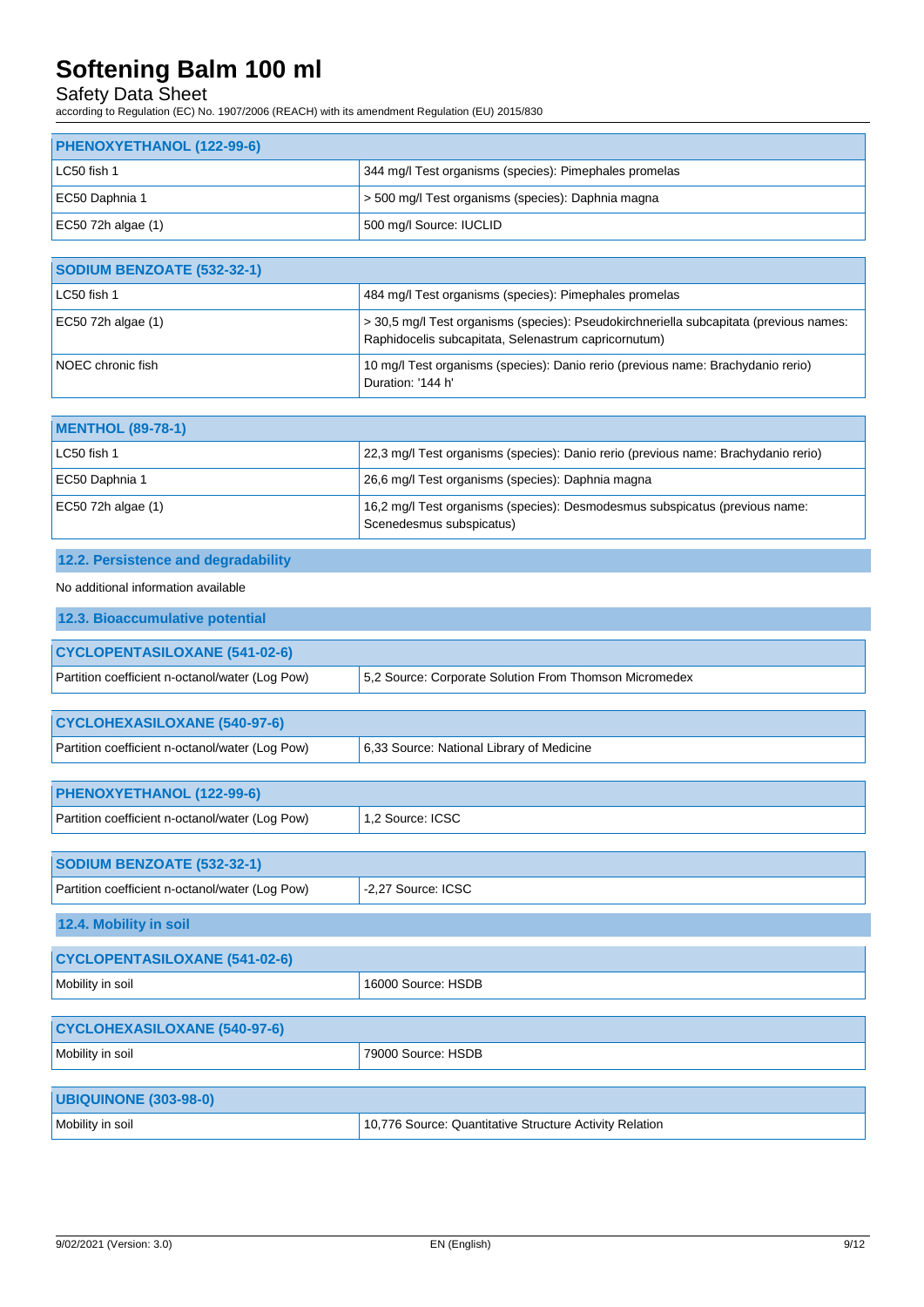| PHENOXYETHANOL (122-99-6) | |
|---|---|
| LC50 fish 1 | 344 mg/l Test organisms (species): Pimephales promelas |
| EC50 Daphnia 1 | > 500 mg/l Test organisms (species): Daphnia magna |
| EC50 72h algae (1) | 500 mg/l Source: IUCLID |

| SODIUM BENZOATE (532-32-1) | |
|---|---|
| LC50 fish 1 | 484 mg/l Test organisms (species): Pimephales promelas |
| EC50 72h algae (1) | > 30,5 mg/l Test organisms (species): Pseudokirchneriella subcapitata (previous names: Raphidocelis subcapitata, Selenastrum capricornutum) |
| NOEC chronic fish | 10 mg/l Test organisms (species): Danio rerio (previous name: Brachydanio rerio) Duration: '144 h' |

| MENTHOL (89-78-1) | |
|---|---|
| LC50 fish 1 | 22,3 mg/l Test organisms (species): Danio rerio (previous name: Brachydanio rerio) |
| EC50 Daphnia 1 | 26,6 mg/l Test organisms (species): Daphnia magna |
| EC50 72h algae (1) | 16,2 mg/l Test organisms (species): Desmodesmus subspicatus (previous name: Scenedesmus subspicatus) |

## 12.2. Persistence and degradability

No additional information available

## 12.3. Bioaccumulative potential

| CYCLOPENTASILOXANE (541-02-6) | |
|---|---|
| Partition coefficient n-octanol/water (Log Pow) | 5,2 Source: Corporate Solution From Thomson Micromedex |

| CYCLOHEXASILOXANE (540-97-6) | |
|---|---|
| Partition coefficient n-octanol/water (Log Pow) | 6,33 Source: National Library of Medicine |

| PHENOXYETHANOL (122-99-6) | |
|---|---|
| Partition coefficient n-octanol/water (Log Pow) | 1,2 Source: ICSC |

| SODIUM BENZOATE (532-32-1) | |
|---|---|
| Partition coefficient n-octanol/water (Log Pow) | -2,27 Source: ICSC |

## 12.4. Mobility in soil

| CYCLOPENTASILOXANE (541-02-6) | |
|---|---|
| Mobility in soil | 16000 Source: HSDB |

| CYCLOHEXASILOXANE (540-97-6) | |
|---|---|
| Mobility in soil | 79000 Source: HSDB |

| UBIQUINONE (303-98-0) | |
|---|---|
| Mobility in soil | 10,776 Source: Quantitative Structure Activity Relation |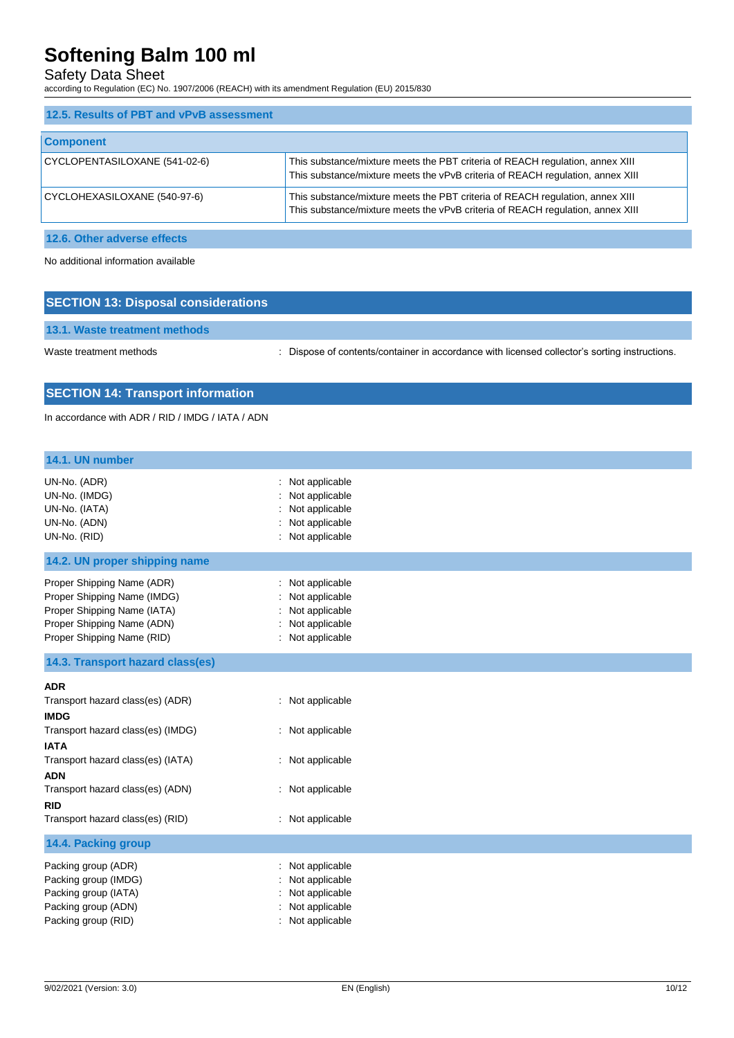### 12.5. Results of PBT and vPvB assessment

| Component | |
|---|---|
| CYCLOPENTASILOXANE (541-02-6) | This substance/mixture meets the PBT criteria of REACH regulation, annex XIII<br>This substance/mixture meets the vPvB criteria of REACH regulation, annex XIII |
| CYCLOHEXASILOXANE (540-97-6) | This substance/mixture meets the PBT criteria of REACH regulation, annex XIII<br>This substance/mixture meets the vPvB criteria of REACH regulation, annex XIII |

### 12.6. Other adverse effects

No additional information available

## SECTION 13: Disposal considerations

### 13.1. Waste treatment methods

Waste treatment methods : Dispose of contents/container in accordance with licensed collector's sorting instructions.

## SECTION 14: Transport information

In accordance with ADR / RID / IMDG / IATA / ADN

### 14.1. UN number

UN-No. (ADR) : Not applicable
UN-No. (IMDG) : Not applicable
UN-No. (IATA) : Not applicable
UN-No. (ADN) : Not applicable
UN-No. (RID) : Not applicable

### 14.2. UN proper shipping name

Proper Shipping Name (ADR) : Not applicable
Proper Shipping Name (IMDG) : Not applicable
Proper Shipping Name (IATA) : Not applicable
Proper Shipping Name (ADN) : Not applicable
Proper Shipping Name (RID) : Not applicable

### 14.3. Transport hazard class(es)

**ADR**
Transport hazard class(es) (ADR) : Not applicable

**IMDG**
Transport hazard class(es) (IMDG) : Not applicable

**IATA**
Transport hazard class(es) (IATA) : Not applicable

**ADN**
Transport hazard class(es) (ADN) : Not applicable

**RID**
Transport hazard class(es) (RID) : Not applicable

### 14.4. Packing group

Packing group (ADR) : Not applicable
Packing group (IMDG) : Not applicable
Packing group (IATA) : Not applicable
Packing group (ADN) : Not applicable
Packing group (RID) : Not applicable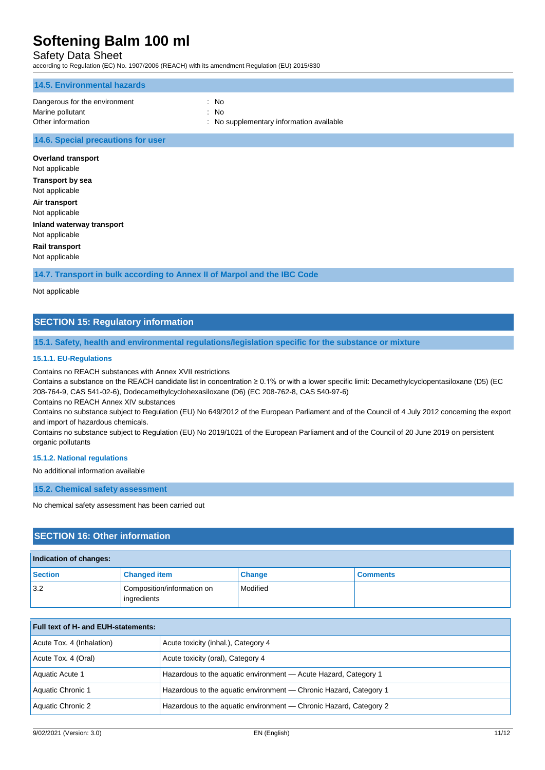### 14.5. Environmental hazards

Dangerous for the environment : No
Marine pollutant : No
Other information : No supplementary information available

### 14.6. Special precautions for user

**Overland transport**
Not applicable

**Transport by sea**
Not applicable

**Air transport**
Not applicable

**Inland waterway transport**
Not applicable

**Rail transport**
Not applicable

### 14.7. Transport in bulk according to Annex II of Marpol and the IBC Code

Not applicable

## SECTION 15: Regulatory information

### 15.1. Safety, health and environmental regulations/legislation specific for the substance or mixture

#### 15.1.1. EU-Regulations

Contains no REACH substances with Annex XVII restrictions
Contains a substance on the REACH candidate list in concentration ≥ 0.1% or with a lower specific limit: Decamethylcyclopentasiloxane (D5) (EC 208-764-9, CAS 541-02-6), Dodecamethylcyclohexasiloxane (D6) (EC 208-762-8, CAS 540-97-6)
Contains no REACH Annex XIV substances
Contains no substance subject to Regulation (EU) No 649/2012 of the European Parliament and of the Council of 4 July 2012 concerning the export and import of hazardous chemicals.
Contains no substance subject to Regulation (EU) No 2019/1021 of the European Parliament and of the Council of 20 June 2019 on persistent organic pollutants

#### 15.1.2. National regulations

No additional information available

### 15.2. Chemical safety assessment

No chemical safety assessment has been carried out

## SECTION 16: Other information

**Indication of changes:**

| Section | Changed item | Change | Comments |
|---|---|---|---|
| 3.2 | Composition/information on ingredients | Modified | |

**Full text of H- and EUH-statements:**

| | |
|---|---|
| Acute Tox. 4 (Inhalation) | Acute toxicity (inhal.), Category 4 |
| Acute Tox. 4 (Oral) | Acute toxicity (oral), Category 4 |
| Aquatic Acute 1 | Hazardous to the aquatic environment — Acute Hazard, Category 1 |
| Aquatic Chronic 1 | Hazardous to the aquatic environment — Chronic Hazard, Category 1 |
| Aquatic Chronic 2 | Hazardous to the aquatic environment — Chronic Hazard, Category 2 |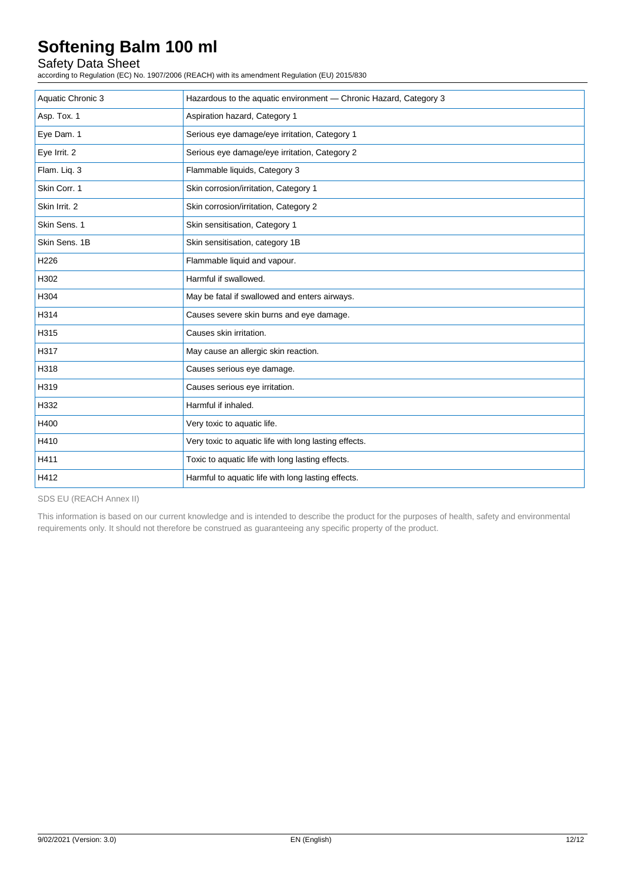| | |
|---|---|
| Aquatic Chronic 3 | Hazardous to the aquatic environment — Chronic Hazard, Category 3 |
| Asp. Tox. 1 | Aspiration hazard, Category 1 |
| Eye Dam. 1 | Serious eye damage/eye irritation, Category 1 |
| Eye Irrit. 2 | Serious eye damage/eye irritation, Category 2 |
| Flam. Liq. 3 | Flammable liquids, Category 3 |
| Skin Corr. 1 | Skin corrosion/irritation, Category 1 |
| Skin Irrit. 2 | Skin corrosion/irritation, Category 2 |
| Skin Sens. 1 | Skin sensitisation, Category 1 |
| Skin Sens. 1B | Skin sensitisation, category 1B |
| H226 | Flammable liquid and vapour. |
| H302 | Harmful if swallowed. |
| H304 | May be fatal if swallowed and enters airways. |
| H314 | Causes severe skin burns and eye damage. |
| H315 | Causes skin irritation. |
| H317 | May cause an allergic skin reaction. |
| H318 | Causes serious eye damage. |
| H319 | Causes serious eye irritation. |
| H332 | Harmful if inhaled. |
| H400 | Very toxic to aquatic life. |
| H410 | Very toxic to aquatic life with long lasting effects. |
| H411 | Toxic to aquatic life with long lasting effects. |
| H412 | Harmful to aquatic life with long lasting effects. |

SDS EU (REACH Annex II)

This information is based on our current knowledge and is intended to describe the product for the purposes of health, safety and environmental requirements only. It should not therefore be construed as guaranteeing any specific property of the product.